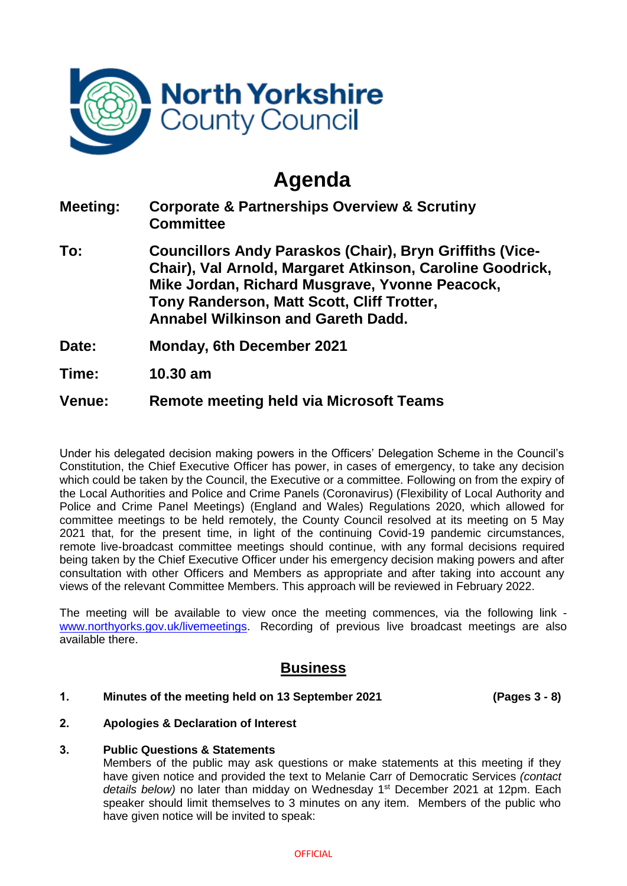North Yorkshire County Council

# Agenda

**Meeting:** **Corporate & Partnerships Overview & Scrutiny Committee**

**To:** **Councillors Andy Paraskos (Chair), Bryn Griffiths (Vice-Chair), Val Arnold, Margaret Atkinson, Caroline Goodrick, Mike Jordan, Richard Musgrave, Yvonne Peacock, Tony Randerson, Matt Scott, Cliff Trotter, Annabel Wilkinson and Gareth Dadd.**

**Date:** **Monday, 6th December 2021**

**Time:** **10.30 am**

**Venue:** **Remote meeting held via Microsoft Teams**

Under his delegated decision making powers in the Officers' Delegation Scheme in the Council's Constitution, the Chief Executive Officer has power, in cases of emergency, to take any decision which could be taken by the Council, the Executive or a committee. Following on from the expiry of the Local Authorities and Police and Crime Panels (Coronavirus) (Flexibility of Local Authority and Police and Crime Panel Meetings) (England and Wales) Regulations 2020, which allowed for committee meetings to be held remotely, the County Council resolved at its meeting on 5 May 2021 that, for the present time, in light of the continuing Covid-19 pandemic circumstances, remote live-broadcast committee meetings should continue, with any formal decisions required being taken by the Chief Executive Officer under his emergency decision making powers and after consultation with other Officers and Members as appropriate and after taking into account any views of the relevant Committee Members. This approach will be reviewed in February 2022.

The meeting will be available to view once the meeting commences, via the following link - www.northyorks.gov.uk/livemeetings. Recording of previous live broadcast meetings are also available there.

## Business

**1. Minutes of the meeting held on 13 September 2021** **(Pages 3 - 8)**

**2. Apologies & Declaration of Interest**

**3. Public Questions & Statements**

Members of the public may ask questions or make statements at this meeting if they have given notice and provided the text to Melanie Carr of Democratic Services *(contact details below)* no later than midday on Wednesday 1st December 2021 at 12pm. Each speaker should limit themselves to 3 minutes on any item. Members of the public who have given notice will be invited to speak: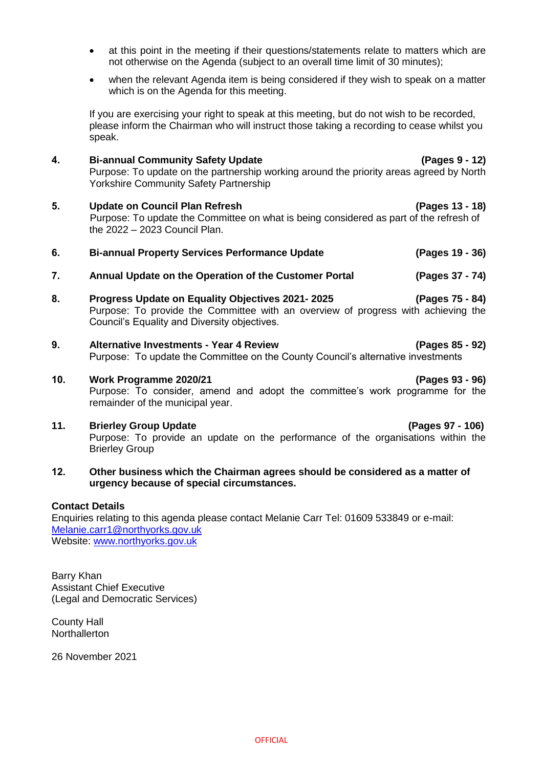- at this point in the meeting if their questions/statements relate to matters which are not otherwise on the Agenda (subject to an overall time limit of 30 minutes);
- when the relevant Agenda item is being considered if they wish to speak on a matter which is on the Agenda for this meeting.

If you are exercising your right to speak at this meeting, but do not wish to be recorded, please inform the Chairman who will instruct those taking a recording to cease whilst you speak.

**4. Bi-annual Community Safety Update** **(Pages 9 - 12)**
Purpose: To update on the partnership working around the priority areas agreed by North Yorkshire Community Safety Partnership

**5. Update on Council Plan Refresh** **(Pages 13 - 18)**
Purpose: To update the Committee on what is being considered as part of the refresh of the 2022 – 2023 Council Plan.

**6. Bi-annual Property Services Performance Update** **(Pages 19 - 36)**

**7. Annual Update on the Operation of the Customer Portal** **(Pages 37 - 74)**

**8. Progress Update on Equality Objectives 2021- 2025** **(Pages 75 - 84)**
Purpose: To provide the Committee with an overview of progress with achieving the Council's Equality and Diversity objectives.

**9. Alternative Investments - Year 4 Review** **(Pages 85 - 92)**
Purpose: To update the Committee on the County Council's alternative investments

**10. Work Programme 2020/21** **(Pages 93 - 96)**
Purpose: To consider, amend and adopt the committee's work programme for the remainder of the municipal year.

**11. Brierley Group Update** **(Pages 97 - 106)**
Purpose: To provide an update on the performance of the organisations within the Brierley Group

**12. Other business which the Chairman agrees should be considered as a matter of urgency because of special circumstances.**

**Contact Details**
Enquiries relating to this agenda please contact Melanie Carr Tel: 01609 533849 or e-mail: Melanie.carr1@northyorks.gov.uk
Website: www.northyorks.gov.uk

Barry Khan
Assistant Chief Executive
(Legal and Democratic Services)

County Hall
Northallerton

26 November 2021

OFFICIAL